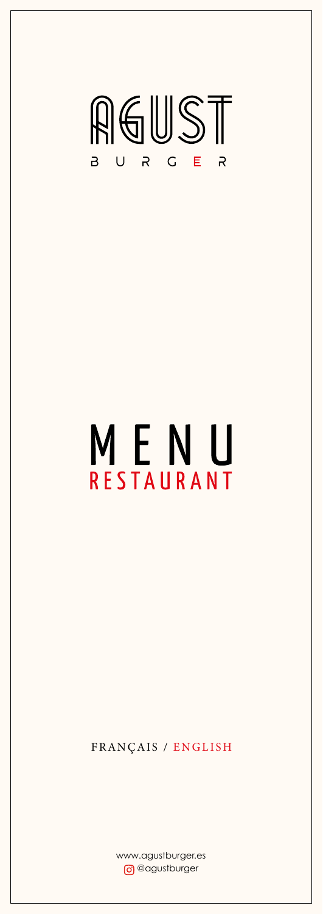# AGUST

BURGER

# MENU

## RESTAURANT

FRANÇAIS / ENGLISH

www.agustburger.es

@agustburger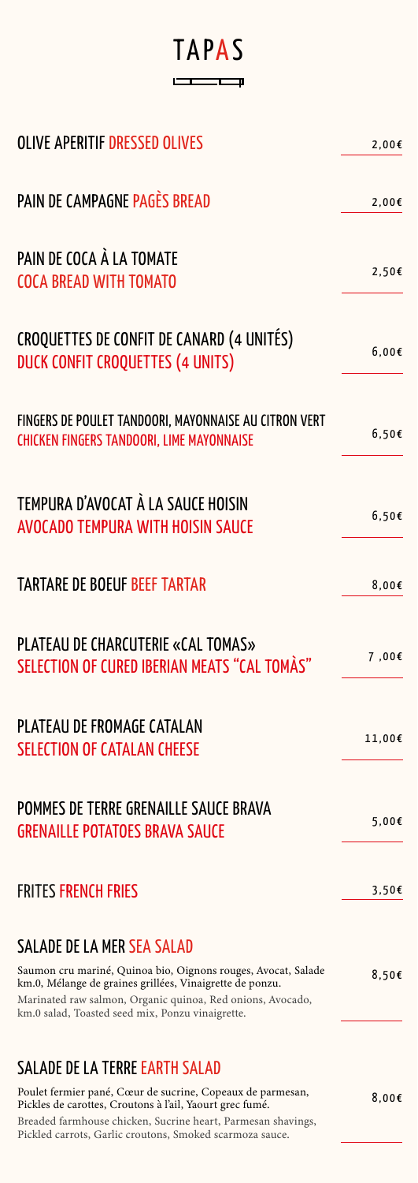# TAPAS

| | |
|---|---|
| OLIVE APERITIF DRESSED OLIVES | 2,00€ |
| PAIN DE CAMPAGNE PAGÈS BREAD | 2,00€ |
| PAIN DE COCA À LA TOMATE<br>COCA BREAD WITH TOMATO | 2,50€ |
| CROQUETTES DE CONFIT DE CANARD (4 UNITÉS)<br>DUCK CONFIT CROQUETTES (4 UNITS) | 6,00€ |
| FINGERS DE POULET TANDOORI, MAYONNAISE AU CITRON VERT<br>CHICKEN FINGERS TANDOORI, LIME MAYONNAISE | 6,50€ |
| TEMPURA D'AVOCAT À LA SAUCE HOISIN<br>AVOCADO TEMPURA WITH HOISIN SAUCE | 6,50€ |
| TARTARE DE BOEUF BEEF TARTAR | 8,00€ |
| PLATEAU DE CHARCUTERIE «CAL TOMAS»<br>SELECTION OF CURED IBERIAN MEATS "CAL TOMÀS" | 7 ,00€ |
| PLATEAU DE FROMAGE CATALAN<br>SELECTION OF CATALAN CHEESE | 11,00€ |
| POMMES DE TERRE GRENAILLE SAUCE BRAVA<br>GRENAILLE POTATOES BRAVA SAUCE | 5,00€ |
| FRITES FRENCH FRIES | 3,50€ |
| SALADE DE LA MER SEA SALAD<br>Saumon cru mariné, Quinoa bio, Oignons rouges, Avocat, Salade km.0, Mélange de graines grillées, Vinaigrette de ponzu.<br>Marinated raw salmon, Organic quinoa, Red onions, Avocado, km.0 salad, Toasted seed mix, Ponzu vinaigrette. | 8,50€ |
| SALADE DE LA TERRE EARTH SALAD<br>Poulet fermier pané, Cœur de sucrine, Copeaux de parmesan, Pickles de carottes, Croutons à l'ail, Yaourt grec fumé.<br>Breaded farmhouse chicken, Sucrine heart, Parmesan shavings, Pickled carrots, Garlic croutons, Smoked scarmoza sauce. | 8,00€ |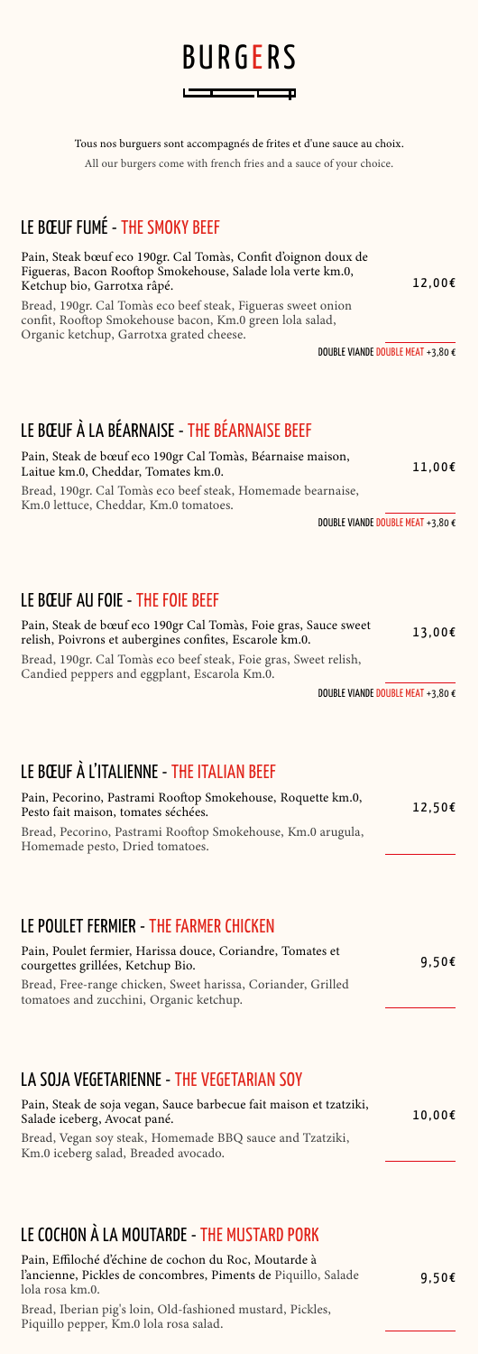# BURGERS

Tous nos burguers sont accompagnés de frites et d'une sauce au choix.

All our burgers come with french fries and a sauce of your choice.

## LE BŒUF FUMÉ - THE SMOKY BEEF

Pain, Steak bœuf eco 190gr. Cal Tomàs, Confit d'oignon doux de Figueras, Bacon Rooftop Smokehouse, Salade lola verte km.0, Ketchup bio, Garrotxa râpé.

Bread, 190gr. Cal Tomàs eco beef steak, Figueras sweet onion confit, Rooftop Smokehouse bacon, Km.0 green lola salad, Organic ketchup, Garrotxa grated cheese.

12,00€

DOUBLE VIANDE DOUBLE MEAT +3,80 €

## LE BŒUF À LA BÉARNAISE - THE BÉARNAISE BEEF

Pain, Steak de bœuf eco 190gr Cal Tomàs, Béarnaise maison, Laitue km.0, Cheddar, Tomates km.0.

Bread, 190gr. Cal Tomàs eco beef steak, Homemade bearnaise, Km.0 lettuce, Cheddar, Km.0 tomatoes.

11,00€

DOUBLE VIANDE DOUBLE MEAT +3,80 €

## LE BŒUF AU FOIE - THE FOIE BEEF

Pain, Steak de bœuf eco 190gr Cal Tomàs, Foie gras, Sauce sweet relish, Poivrons et aubergines confites, Escarole km.0.

Bread, 190gr. Cal Tomàs eco beef steak, Foie gras, Sweet relish, Candied peppers and eggplant, Escarola Km.0.

13,00€

DOUBLE VIANDE DOUBLE MEAT +3,80 €

## LE BŒUF À L'ITALIENNE - THE ITALIAN BEEF

Pain, Pecorino, Pastrami Rooftop Smokehouse, Roquette km.0, Pesto fait maison, tomates séchées.

Bread, Pecorino, Pastrami Rooftop Smokehouse, Km.0 arugula, Homemade pesto, Dried tomatoes.

12,50€

## LE POULET FERMIER - THE FARMER CHICKEN

Pain, Poulet fermier, Harissa douce, Coriandre, Tomates et courgettes grillées, Ketchup Bio.

Bread, Free-range chicken, Sweet harissa, Coriander, Grilled tomatoes and zucchini, Organic ketchup.

9,50€

## LA SOJA VEGETARIENNE - THE VEGETARIAN SOY

Pain, Steak de soja vegan, Sauce barbecue fait maison et tzatziki, Salade iceberg, Avocat pané.

Bread, Vegan soy steak, Homemade BBQ sauce and Tzatziki, Km.0 iceberg salad, Breaded avocado.

10,00€

## LE COCHON À LA MOUTARDE - THE MUSTARD PORK

Pain, Effiloché d'échine de cochon du Roc, Moutarde à l'ancienne, Pickles de concombres, Piments de Piquillo, Salade lola rosa km.0.

Bread, Iberian pig's loin, Old-fashioned mustard, Pickles, Piquillo pepper, Km.0 lola rosa salad.

9,50€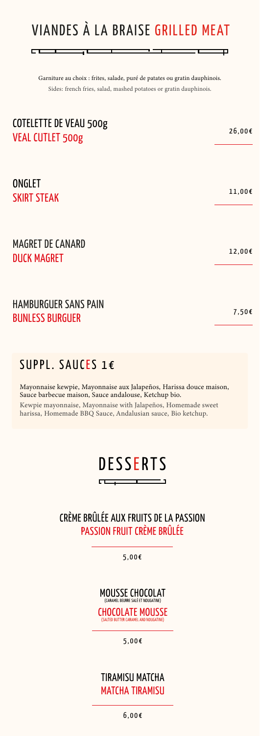# VIANDES À LA BRAISE GRILLED MEAT

Garniture au choix : frites, salade, puré de patates ou gratin dauphinois.
Sides: french fries, salad, mashed potatoes or gratin dauphinois.

## COTELETTE DE VEAU 500g
## VEAL CUTLET 500g

26,00€

## ONGLET
## SKIRT STEAK

11,00€

## MAGRET DE CANARD
## DUCK MAGRET

12,00€

## HAMBURGUER SANS PAIN
## BUNLESS BURGUER

7,50€

## SUPPL. SAUCES 1€

Mayonnaise kewpie, Mayonnaise aux Jalapeños, Harissa douce maison, Sauce barbecue maison, Sauce andalouse, Ketchup bio.

Kewpie mayonnaise, Mayonnaise with Jalapeños, Homemade sweet harissa, Homemade BBQ Sauce, Andalusian sauce, Bio ketchup.

# DESSERTS

## CRÈME BRÛLÉE AUX FRUITS DE LA PASSION
## PASSION FRUIT CRÈME BRÛLÉE

5,00€

## MOUSSE CHOCOLAT
(CARAMEL BEURRE SALÉ ET NOUGATINE)

## CHOCOLATE MOUSSE
(SALTED BUTTER CARAMEL AND NOUGATINE)

5,00€

## TIRAMISU MATCHA
## MATCHA TIRAMISU

6,00€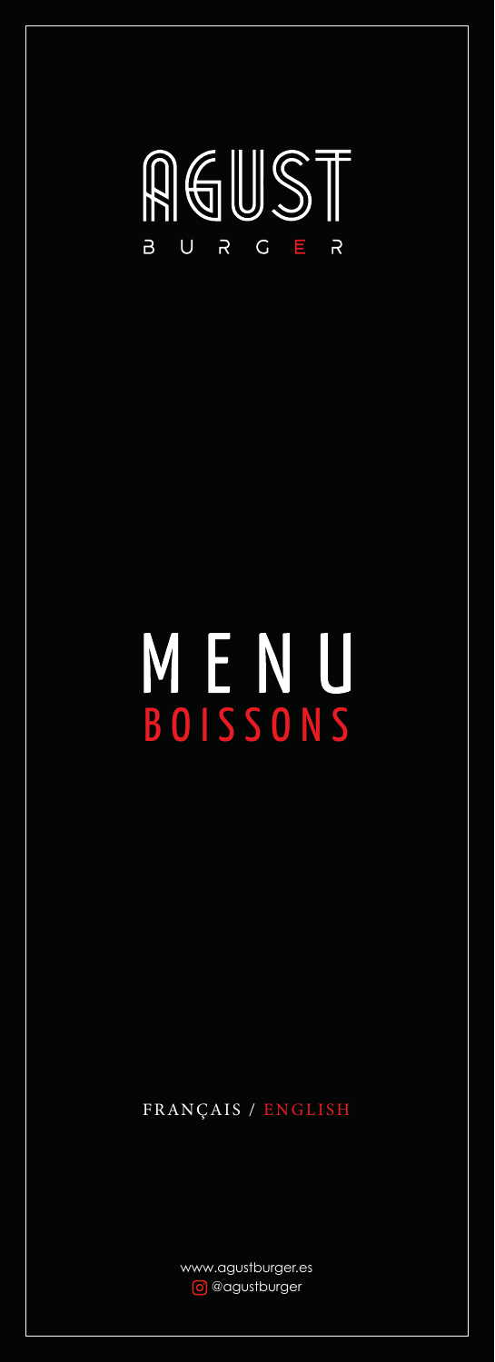# AGUST

BURGER

# MENU

## BOISSONS

FRANÇAIS / ENGLISH

www.agustburger.es

@agustburger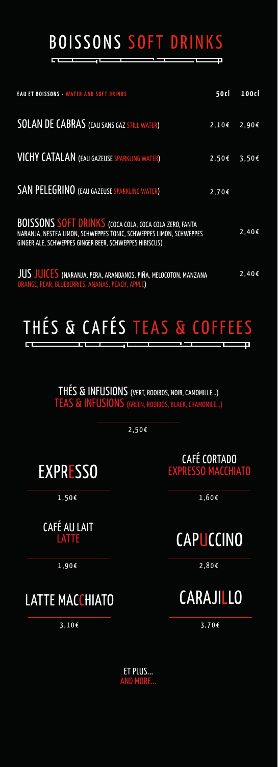# BOISSONS SOFT DRINKS

| EAU ET BOISSONS - WATER AND SOFT DRINKS | 50cl | 100cl |
| --- | --- | --- |
| SOLAN DE CABRAS (EAU SANS GAZ STILL WATER) | 2,10€ | 2,90€ |
| VICHY CATALAN (EAU GAZEUSE SPARKLING WATER) | 2,50€ | 3,50€ |
| SAN PELEGRINO (EAU GAZEUSE SPARKLING WATER) | 2,70€ | |
| BOISSONS SOFT DRINKS (COCA COLA, COCA COLA ZERO, FANTA NARANJA, NESTEA LIMON, SCHWEPPES TONIC, SCHWEPPES LIMON, SCHWEPPES GINGER ALE, SCHWEPPES GINGER BEER, SCHWEPPES HIBISCUS) | | 2,40€ |
| JUS JUICES (NARANJA, PERA, ARANDANOS, PIÑA, MELOCOTON, MANZANA ORANGE, PEAR, BLUEBERRIES, ANANAS, PEACH, APPLE) | | 2,40€ |

# THÉS & CAFÉS TEAS & COFFEES

THÉS & INFUSIONS (VERT, ROOIBOS, NOIR, CAMOMILLE...)
TEAS & INFUSIONS (GREEN, ROOIBOS, BLACK, CHAMOMILE...)

2,50€

EXPRESSO

1,50€

CAFÉ CORTADO
EXPRESSO MACCHIATO

1,60€

CAFÉ AU LAIT
LATTE

1,90€

CAPUCCINO

2,80€

LATTE MACCHIATO

3,10€

CARAJILLO

3,70€

ET PLUS...
AND MORE...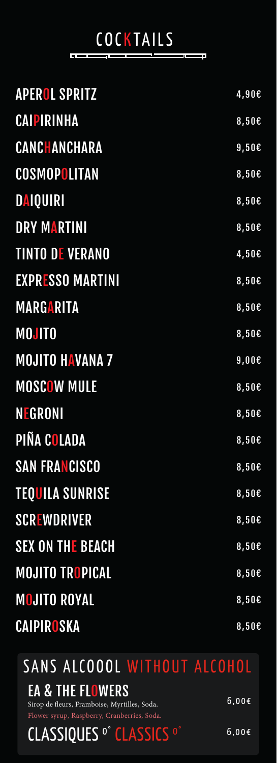# COCKTAILS

| | |
|---|---|
| APEROL SPRITZ | 4,90€ |
| CAIPIRINHA | 8,50€ |
| CANCHANCHARA | 9,50€ |
| COSMOPOLITAN | 8,50€ |
| DAIQUIRI | 8,50€ |
| DRY MARTINI | 8,50€ |
| TINTO DE VERANO | 4,50€ |
| EXPRESSO MARTINI | 8,50€ |
| MARGARITA | 8,50€ |
| MOJITO | 8,50€ |
| MOJITO HAVANA 7 | 9,00€ |
| MOSCOW MULE | 8,50€ |
| NEGRONI | 8,50€ |
| PIÑA COLADA | 8,50€ |
| SAN FRANCISCO | 8,50€ |
| TEQUILA SUNRISE | 8,50€ |
| SCREWDRIVER | 8,50€ |
| SEX ON THE BEACH | 8,50€ |
| MOJITO TROPICAL | 8,50€ |
| MOJITO ROYAL | 8,50€ |
| CAIPIROSKA | 8,50€ |

## SANS ALCOOOL WITHOUT ALCOHOL

**EA & THE FLOWERS** — 6,00€
Sirop de fleurs, Framboise, Myrtilles, Soda.
Flower syrup, Raspberry, Cranberries, Soda.

**CLASSIQUES 0° CLASSICS 0°** — 6,00€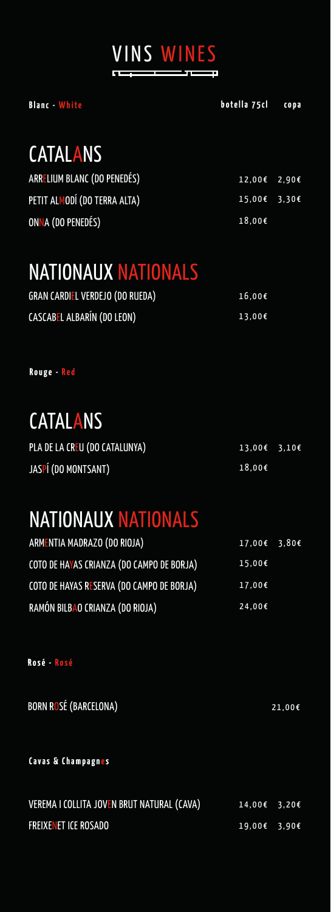# VINS WINES

| Blanc - White | botella 75cl | copa |
|---|---|---|

## CATALANS

| | | |
|---|---|---|
| ARRELIUM BLANC (DO PENEDÉS) | 12,00€ | 2,90€ |
| PETIT ALMODÍ (DO TERRA ALTA) | 15,00€ | 3,30€ |
| ONNA (DO PENEDÉS) | 18,00€ | |

## NATIONAUX NATIONALS

| | | |
|---|---|---|
| GRAN CARDIEL VERDEJO (DO RUEDA) | 16,00€ | |
| CASCABEL ALBARÍN (DO LEON) | 13,00€ | |

**Rouge - Red**

## CATALANS

| | | |
|---|---|---|
| PLA DE LA CREU (DO CATALUNYA) | 13,00€ | 3,10€ |
| JASPÍ (DO MONTSANT) | 18,00€ | |

## NATIONAUX NATIONALS

| | | |
|---|---|---|
| ARMENTIA MADRAZO (DO RIOJA) | 17,00€ | 3,80€ |
| COTO DE HAYAS CRIANZA (DO CAMPO DE BORJA) | 15,00€ | |
| COTO DE HAYAS RESERVA (DO CAMPO DE BORJA) | 17,00€ | |
| RAMÓN BILBAO CRIANZA (DO RIOJA) | 24,00€ | |

**Rosé - Rosé**

| | |
|---|---|
| BORN ROSÉ (BARCELONA) | 21,00€ |

**Cavas & Champagnes**

| | | |
|---|---|---|
| VEREMA I COLLITA JOVEN BRUT NATURAL (CAVA) | 14,00€ | 3,20€ |
| FREIXENET ICE ROSADO | 19,00€ | 3,90€ |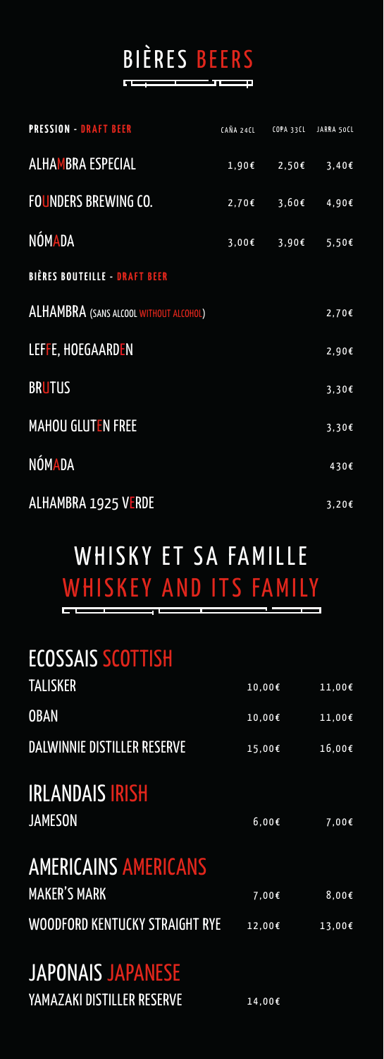# BIÈRES BEERS

| PRESSION - DRAFT BEER | CAÑA 24CL | COPA 33CL | JARRA 50CL |
|---|---|---|---|
| ALHAMBRA ESPECIAL | 1,90€ | 2,50€ | 3,40€ |
| FOUNDERS BREWING CO. | 2,70€ | 3,60€ | 4,90€ |
| NÓMADA | 3,00€ | 3,90€ | 5,50€ |

| BIÈRES BOUTEILLE - DRAFT BEER | |
|---|---|
| ALHAMBRA (SANS ALCOOL WITHOUT ALCOHOL) | 2,70€ |
| LEFFE, HOEGAARDEN | 2,90€ |
| BRUTUS | 3,30€ |
| MAHOU GLUTEN FREE | 3,30€ |
| NÓMADA | 430€ |
| ALHAMBRA 1925 VERDE | 3,20€ |

# WHISKY ET SA FAMILLE WHISKEY AND ITS FAMILY

## ECOSSAIS SCOTTISH

| | | |
|---|---|---|
| TALISKER | 10,00€ | 11,00€ |
| OBAN | 10,00€ | 11,00€ |
| DALWINNIE DISTILLER RESERVE | 15,00€ | 16,00€ |

## IRLANDAIS IRISH

| | | |
|---|---|---|
| JAMESON | 6,00€ | 7,00€ |

## AMERICAINS AMERICANS

| | | |
|---|---|---|
| MAKER'S MARK | 7,00€ | 8,00€ |
| WOODFORD KENTUCKY STRAIGHT RYE | 12,00€ | 13,00€ |

## JAPONAIS JAPANESE

| | | |
|---|---|---|
| YAMAZAKI DISTILLER RESERVE | 14,00€ | |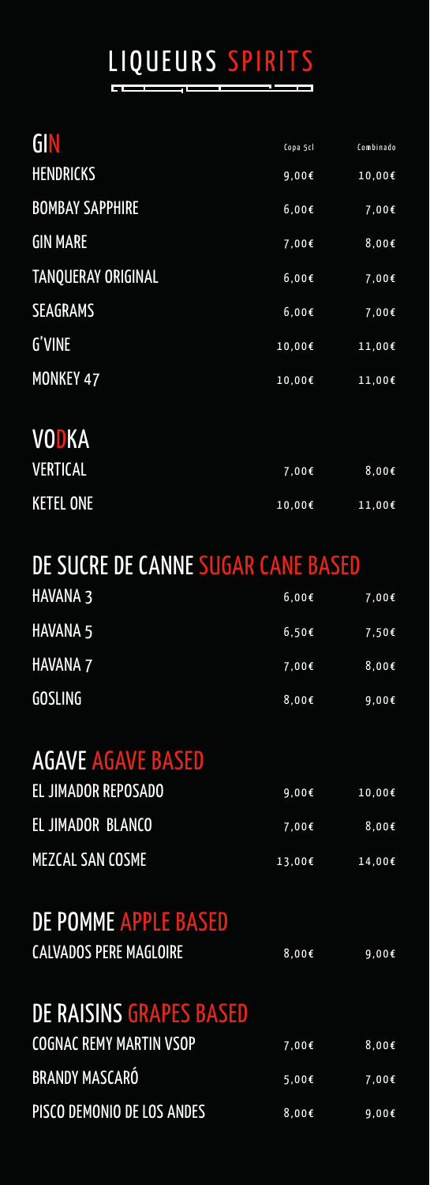# LIQUEURS SPIRITS

## GIN

| | Copa 5cl | Combinado |
|---|---|---|
| HENDRICKS | 9,00€ | 10,00€ |
| BOMBAY SAPPHIRE | 6,00€ | 7,00€ |
| GIN MARE | 7,00€ | 8,00€ |
| TANQUERAY ORIGINAL | 6,00€ | 7,00€ |
| SEAGRAMS | 6,00€ | 7,00€ |
| G'VINE | 10,00€ | 11,00€ |
| MONKEY 47 | 10,00€ | 11,00€ |

## VODKA

| | | |
|---|---|---|
| VERTICAL | 7,00€ | 8,00€ |
| KETEL ONE | 10,00€ | 11,00€ |

## DE SUCRE DE CANNE SUGAR CANE BASED

| | | |
|---|---|---|
| HAVANA 3 | 6,00€ | 7,00€ |
| HAVANA 5 | 6,50€ | 7,50€ |
| HAVANA 7 | 7,00€ | 8,00€ |
| GOSLING | 8,00€ | 9,00€ |

## AGAVE AGAVE BASED

| | | |
|---|---|---|
| EL JIMADOR REPOSADO | 9,00€ | 10,00€ |
| EL JIMADOR BLANCO | 7,00€ | 8,00€ |
| MEZCAL SAN COSME | 13,00€ | 14,00€ |

## DE POMME APPLE BASED

| | | |
|---|---|---|
| CALVADOS PERE MAGLOIRE | 8,00€ | 9,00€ |

## DE RAISINS GRAPES BASED

| | | |
|---|---|---|
| COGNAC REMY MARTIN VSOP | 7,00€ | 8,00€ |
| BRANDY MASCARÓ | 5,00€ | 7,00€ |
| PISCO DEMONIO DE LOS ANDES | 8,00€ | 9,00€ |